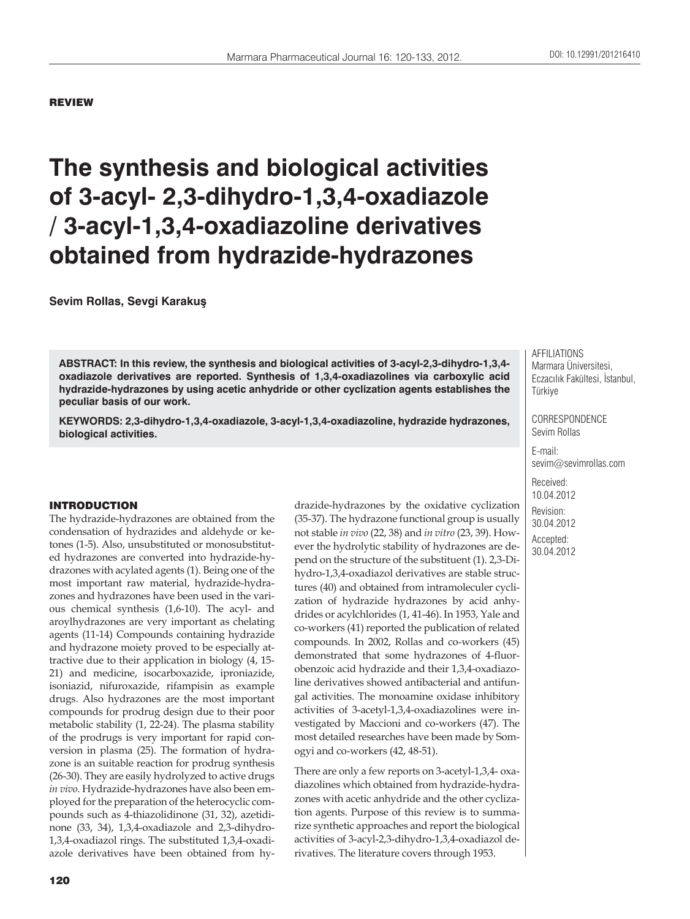**REVIEW**

# The synthesis and biological activities of 3-acyl- 2,3-dihydro-1,3,4-oxadiazole / 3-acyl-1,3,4-oxadiazoline derivatives obtained from hydrazide-hydrazones

**Sevim Rollas, Sevgi Karakuş**

**ABSTRACT: In this review, the synthesis and biological activities of 3-acyl-2,3-dihydro-1,3,4-oxadiazole derivatives are reported. Synthesis of 1,3,4-oxadiazolines via carboxylic acid hydrazide-hydrazones by using acetic anhydride or other cyclization agents establishes the peculiar basis of our work.**

**KEYWORDS: 2,3-dihydro-1,3,4-oxadiazole, 3-acyl-1,3,4-oxadiazoline, hydrazide hydrazones, biological activities.**

AFFILIATIONS
Marmara Üniversitesi, Eczacılık Fakültesi, İstanbul, Türkiye

CORRESPONDENCE
Sevim Rollas

E-mail:
sevim@sevimrollas.com

Received:
10.04.2012

Revision:
30.04.2012

Accepted:
30.04.2012

## INTRODUCTION

The hydrazide-hydrazones are obtained from the condensation of hydrazides and aldehyde or ketones (1-5). Also, unsubstituted or monosubstituted hydrazones are converted into hydrazide-hydrazones with acylated agents (1). Being one of the most important raw material, hydrazide-hydrazones and hydrazones have been used in the various chemical synthesis (1,6-10). The acyl- and aroylhydrazones are very important as chelating agents (11-14) Compounds containing hydrazide and hydrazone moiety proved to be especially attractive due to their application in biology (4, 15-21) and medicine, isocarboxazide, iproniazide, isoniazid, nifuroxazide, rifampisin as example drugs. Also hydrazones are the most important compounds for prodrug design due to their poor metabolic stability (1, 22-24). The plasma stability of the prodrugs is very important for rapid conversion in plasma (25). The formation of hydrazone is an suitable reaction for prodrug synthesis (26-30). They are easily hydrolyzed to active drugs *in vivo*. Hydrazide-hydrazones have also been employed for the preparation of the heterocyclic compounds such as 4-thiazolidinone (31, 32), azetidinone (33, 34), 1,3,4-oxadiazole and 2,3-dihydro-1,3,4-oxadiazol rings. The substituted 1,3,4-oxadiazole derivatives have been obtained from hydrazide-hydrazones by the oxidative cyclization (35-37). The hydrazone functional group is usually not stable *in vivo* (22, 38) and *in vitro* (23, 39). However the hydrolytic stability of hydrazones are depend on the structure of the substituent (1). 2,3-Dihydro-1,3,4-oxadiazol derivatives are stable structures (40) and obtained from intramoleculer cyclization of hydrazide hydrazones by acid anhydrides or acylchlorides (1, 41-46). In 1953, Yale and co-workers (41) reported the publication of related compounds. In 2002, Rollas and co-workers (45) demonstrated that some hydrazones of 4-fluorobenzoic acid hydrazide and their 1,3,4-oxadiazoline derivatives showed antibacterial and antifungal activities. The monoamine oxidase inhibitory activities of 3-acetyl-1,3,4-oxadiazolines were investigated by Maccioni and co-workers (47). The most detailed researches have been made by Somogyi and co-workers (42, 48-51).

There are only a few reports on 3-acetyl-1,3,4- oxadiazolines which obtained from hydrazide-hydrazones with acetic anhydride and the other cyclization agents. Purpose of this review is to summarize synthetic approaches and report the biological activities of 3-acyl-2,3-dihydro-1,3,4-oxadiazol derivatives. The literature covers through 1953.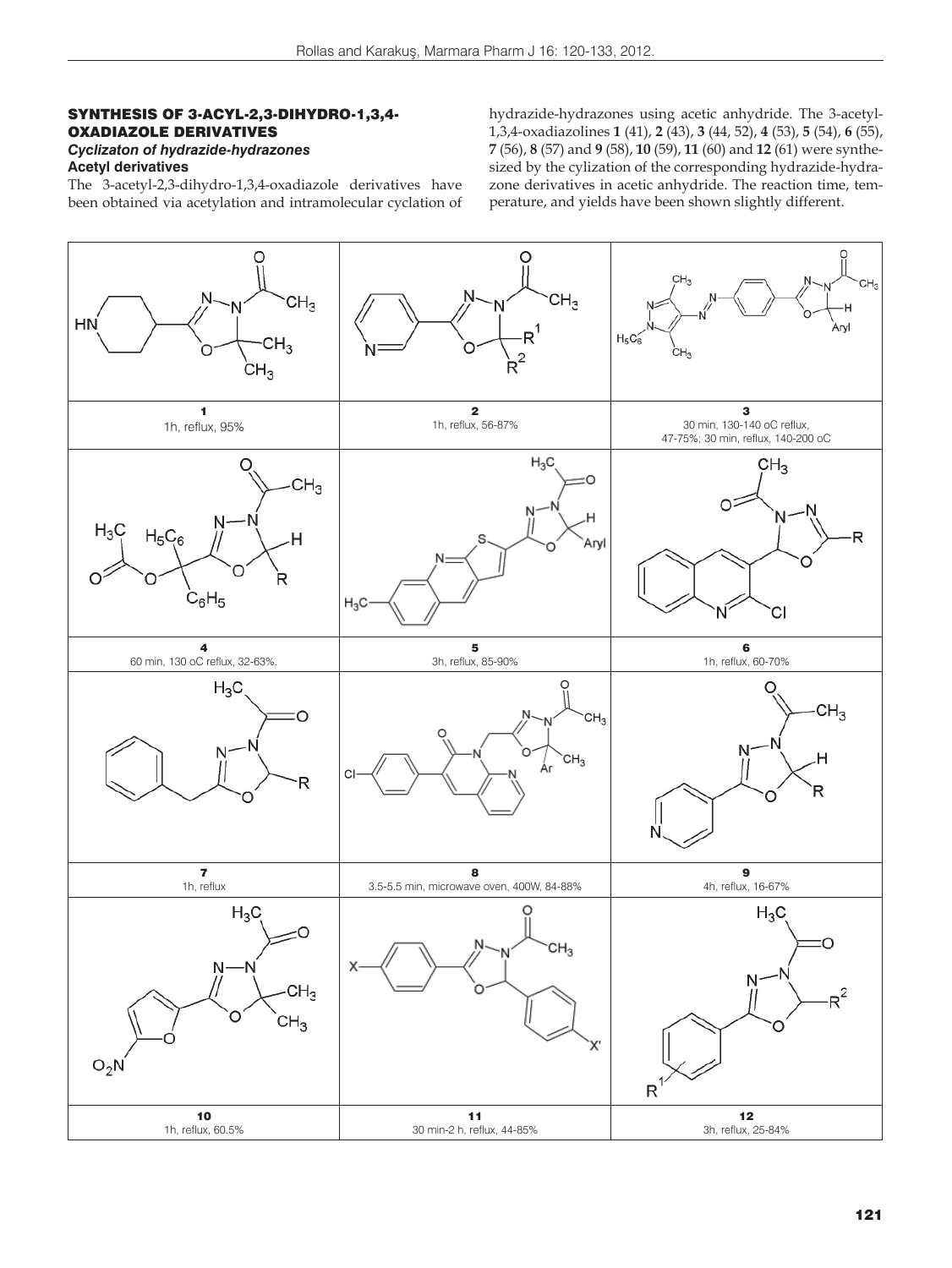### SYNTHESIS OF 3-ACYL-2,3-DIHYDRO-1,3,4-OXADIAZOLE DERIVATIVES

#### *Cyclizaton of hydrazide-hydrazones*

**Acetyl derivatives**

The 3-acetyl-2,3-dihydro-1,3,4-oxadiazole derivatives have been obtained via acetylation and intramolecular cyclation of hydrazide-hydrazones using acetic anhydride. The 3-acetyl-1,3,4-oxadiazolines **1** (41), **2** (43), **3** (44, 52), **4** (53), **5** (54), **6** (55), **7** (56), **8** (57) and **9** (58), **10** (59), **11** (60) and **12** (61) were synthesized by the cylization of the corresponding hydrazide-hydrazone derivatives in acetic anhydride. The reaction time, temperature, and yields have been shown slightly different.

| | | |
|---|---|---|
| **1**<br>1h, reflux, 95% | **2**<br>1h, reflux, 56-87% | **3**<br>30 min, 130-140 oC reflux, 47-75%; 30 min, reflux, 140-200 oC |
| **4**<br>60 min, 130 oC reflux, 32-63%. | **5**<br>3h, reflux, 85-90% | **6**<br>1h, reflux, 60-70% |
| **7**<br>1h, reflux | **8**<br>3.5-5.5 min, microwave oven, 400W, 84-88% | **9**<br>4h, reflux, 16-67% |
| **10**<br>1h, reflux, 60.5% | **11**<br>30 min-2 h, reflux, 44-85% | **12**<br>3h, reflux, 25-84% |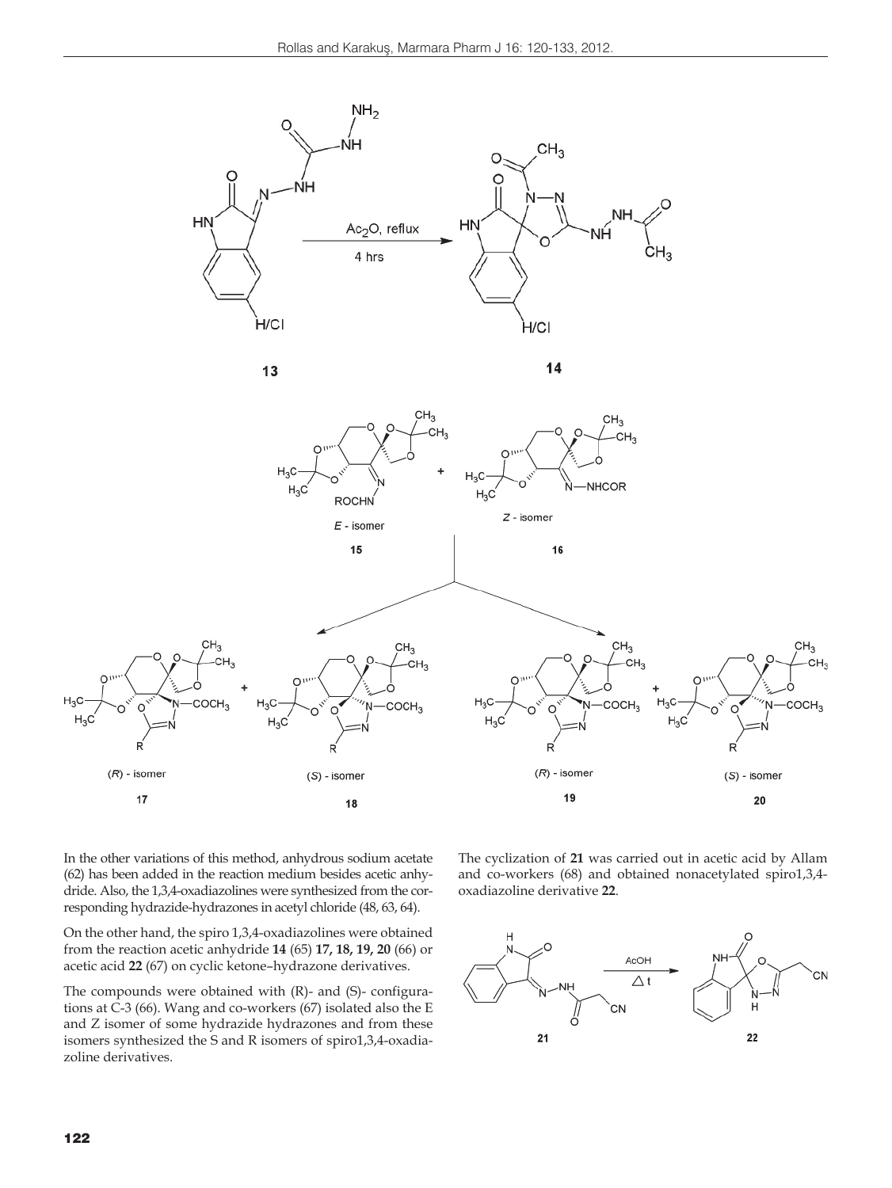In the other variations of this method, anhydrous sodium acetate (62) has been added in the reaction medium besides acetic anhydride. Also, the 1,3,4-oxadiazolines were synthesized from the corresponding hydrazide-hydrazones in acetyl chloride (48, 63, 64).

On the other hand, the spiro 1,3,4-oxadiazolines were obtained from the reaction acetic anhydride **14** (65) **17, 18, 19, 20** (66) or acetic acid **22** (67) on cyclic ketone–hydrazone derivatives.

The compounds were obtained with (R)- and (S)- configurations at C-3 (66). Wang and co-workers (67) isolated also the E and Z isomer of some hydrazide hydrazones and from these isomers synthesized the S and R isomers of spiro1,3,4-oxadiazoline derivatives.

The cyclization of **21** was carried out in acetic acid by Allam and co-workers (68) and obtained nonacetylated spiro1,3,4-oxadiazoline derivative **22**.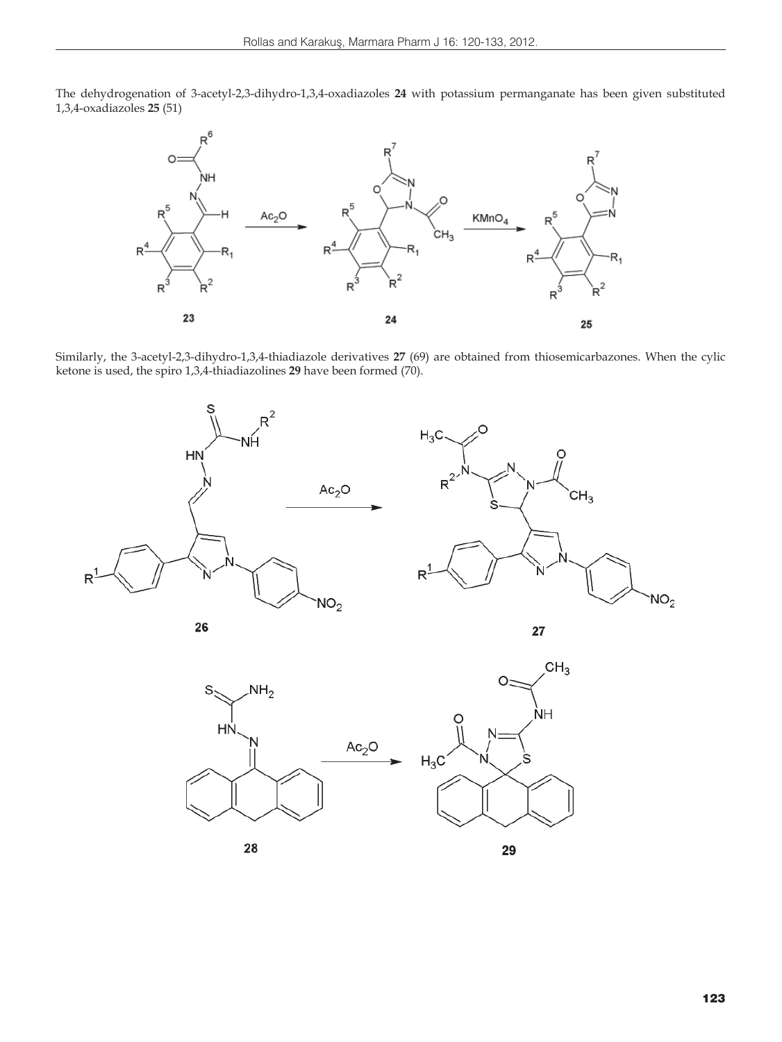The dehydrogenation of 3-acetyl-2,3-dihydro-1,3,4-oxadiazoles **24** with potassium permanganate has been given substituted 1,3,4-oxadiazoles **25** (51)

Similarly, the 3-acetyl-2,3-dihydro-1,3,4-thiadiazole derivatives **27** (69) are obtained from thiosemicarbazones. When the cylic ketone is used, the spiro 1,3,4-thiadiazolines **29** have been formed (70).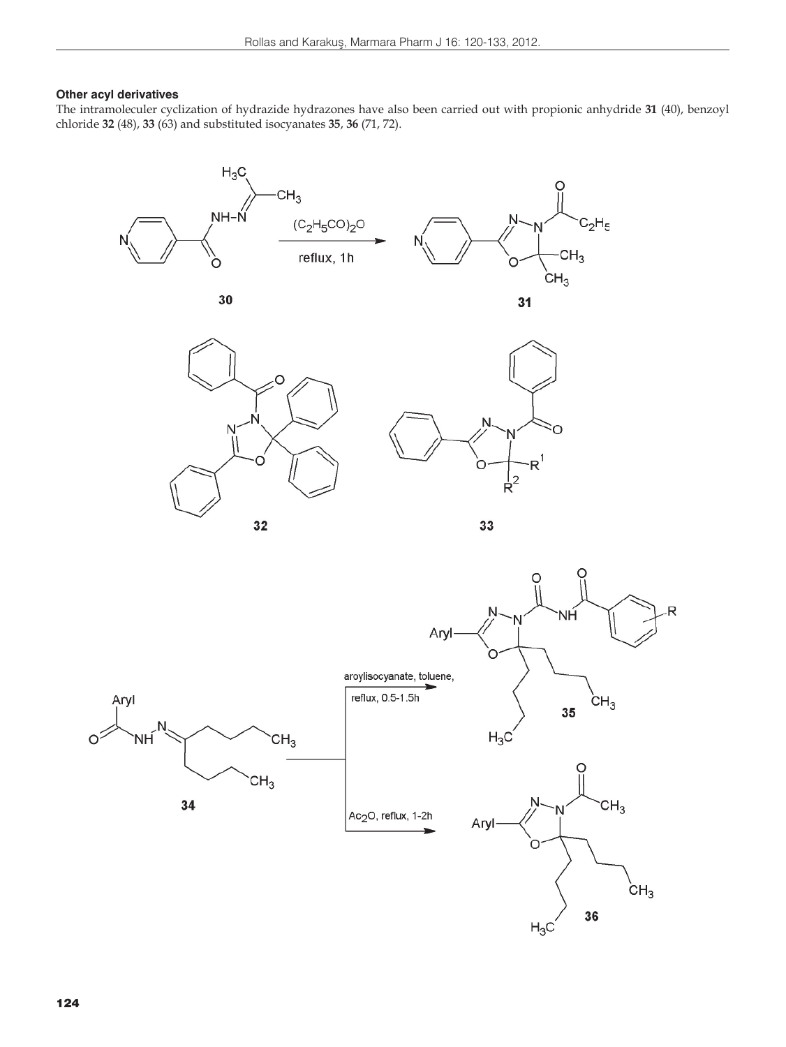### Other acyl derivatives

The intramoleculer cyclization of hydrazide hydrazones have also been carried out with propionic anhydride **31** (40), benzoyl chloride **32** (48), **33** (63) and substituted isocyanates **35**, **36** (71, 72).

$(C_2H_5CO)_2O$

reflux, 1h

**30** **31**

**32** **33**

aroylisocyanate, toluene,

reflux, 0.5-1.5h

**35**

**34**

$Ac_2O$, reflux, 1-2h

**36**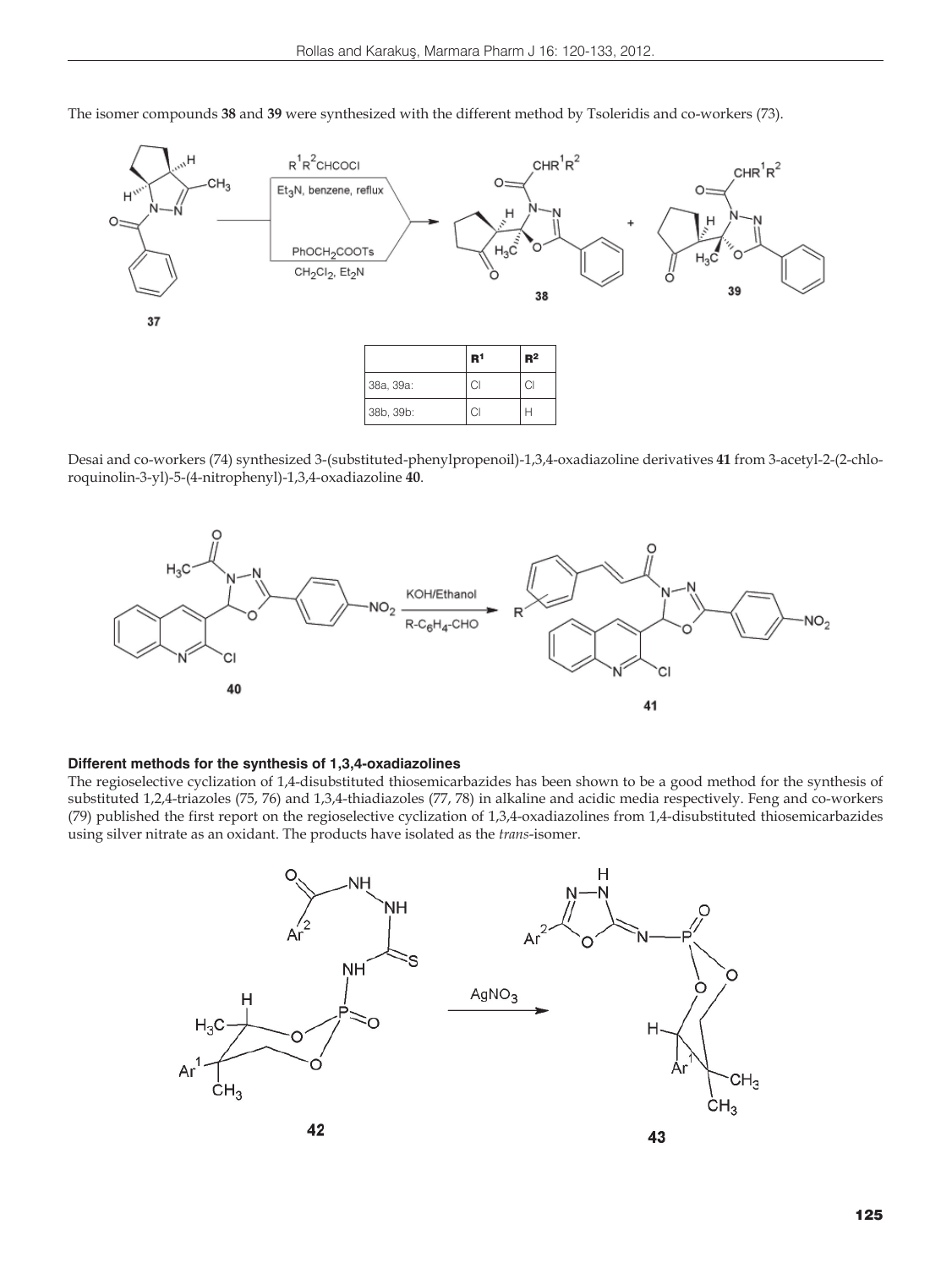The isomer compounds **38** and **39** were synthesized with the different method by Tsoleridis and co-workers (73).

|  | $R^1$ | $R^2$ |
|---|---|---|
| 38a, 39a: | Cl | Cl |
| 38b, 39b: | Cl | H |

Desai and co-workers (74) synthesized 3-(substituted-phenylpropenoil)-1,3,4-oxadiazoline derivatives **41** from 3-acetyl-2-(2-chloroquinolin-3-yl)-5-(4-nitrophenyl)-1,3,4-oxadiazoline **40**.

#### Different methods for the synthesis of 1,3,4-oxadiazolines

The regioselective cyclization of 1,4-disubstituted thiosemicarbazides has been shown to be a good method for the synthesis of substituted 1,2,4-triazoles (75, 76) and 1,3,4-thiadiazoles (77, 78) in alkaline and acidic media respectively. Feng and co-workers (79) published the first report on the regioselective cyclization of 1,3,4-oxadiazolines from 1,4-disubstituted thiosemicarbazides using silver nitrate as an oxidant. The products have isolated as the *trans*-isomer.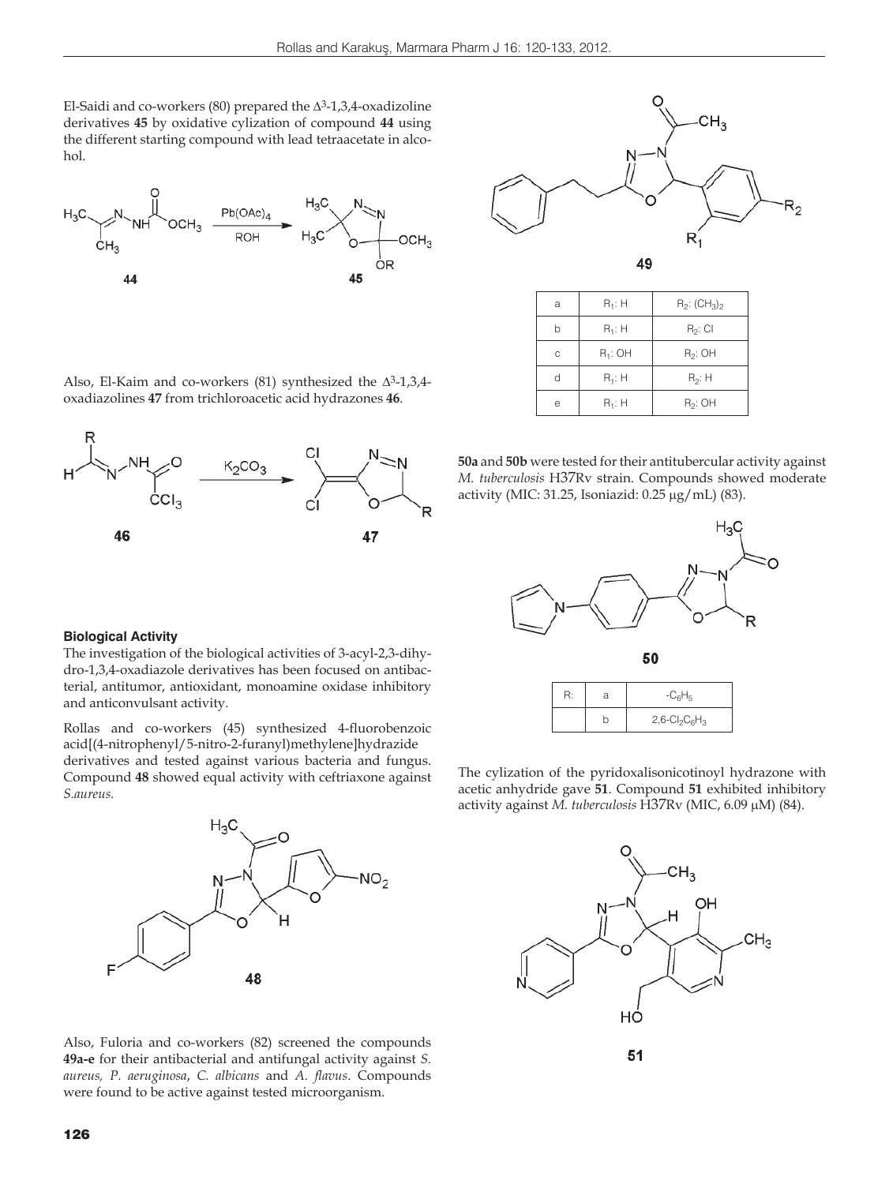El-Saidi and co-workers (80) prepared the $\Delta^3$-1,3,4-oxadizoline derivatives **45** by oxidative cylization of compound **44** using the different starting compound with lead tetraacetate in alcohol.

Also, El-Kaim and co-workers (81) synthesized the $\Delta^3$-1,3,4-oxadiazolines **47** from trichloroacetic acid hydrazones **46**.

### Biological Activity

The investigation of the biological activities of 3-acyl-2,3-dihydro-1,3,4-oxadiazole derivatives has been focused on antibacterial, antitumor, antioxidant, monoamine oxidase inhibitory and anticonvulsant activity.

Rollas and co-workers (45) synthesized 4-fluorobenzoic acid[(4-nitrophenyl/5-nitro-2-furanyl)methylene]hydrazide derivatives and tested against various bacteria and fungus. Compound **48** showed equal activity with ceftriaxone against *S.aureus.*

Also, Fuloria and co-workers (82) screened the compounds **49a-e** for their antibacterial and antifungal activity against *S. aureus, P. aeruginosa*, *C. albicans* and *A. flavus*. Compounds were found to be active against tested microorganism.

**49**

| | | |
|---|---|---|
| a | $R_1$: H | $R_2$: $(CH_3)_2$ |
| b | $R_1$: H | $R_2$: Cl |
| c | $R_1$: OH | $R_2$: OH |
| d | $R_1$: H | $R_2$: H |
| e | $R_1$: H | $R_2$: OH |

**50a** and **50b** were tested for their antitubercular activity against *M. tuberculosis* H37Rv strain. Compounds showed moderate activity (MIC: 31.25, Isoniazid: 0.25 μg/mL) (83).

**50**

| | | |
|---|---|---|
| R: | a | $-C_6H_5$ |
| | b | $2,6-Cl_2C_6H_3$ |

The cylization of the pyridoxalisonicotinoyl hydrazone with acetic anhydride gave **51**. Compound **51** exhibited inhibitory activity against *M. tuberculosis* H37Rv (MIC, 6.09 μM) (84).

**51**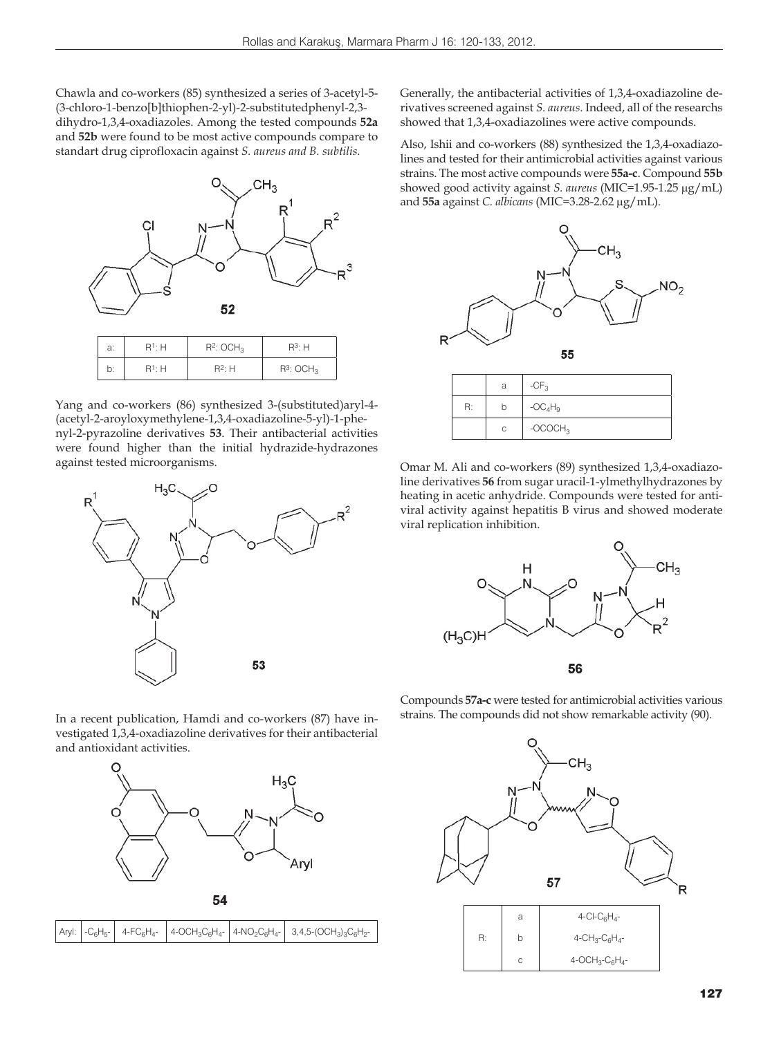Chawla and co-workers (85) synthesized a series of 3-acetyl-5-(3-chloro-1-benzo[b]thiophen-2-yl)-2-substitutedphenyl-2,3-dihydro-1,3,4-oxadiazoles. Among the tested compounds **52a** and **52b** were found to be most active compounds compare to standart drug ciprofloxacin against *S. aureus and B. subtilis.*

**52**

| | | | |
|---|---|---|---|
| a: | $R^1$: H | $R^2$: $OCH_3$ | $R^3$: H |
| b: | $R^1$: H | $R^2$: H | $R^3$: $OCH_3$ |

Yang and co-workers (86) synthesized 3-(substituted)aryl-4-(acetyl-2-aroyloxymethylene-1,3,4-oxadiazoline-5-yl)-1-phenyl-2-pyrazoline derivatives **53**. Their antibacterial activities were found higher than the initial hydrazide-hydrazones against tested microorganisms.

**53**

In a recent publication, Hamdi and co-workers (87) have investigated 1,3,4-oxadiazoline derivatives for their antibacterial and antioxidant activities.

**54**

| | | | | | |
|---|---|---|---|---|---|
| Aryl: | $-C_6H_5-$ | $4-FC_6H_4-$ | $4-OCH_3C_6H_4-$ | $4-NO_2C_6H_4-$ | $3,4,5-(OCH_3)_3C_6H_2-$ |

Generally, the antibacterial activities of 1,3,4-oxadiazoline derivatives screened against *S. aureus*. Indeed, all of the researchs showed that 1,3,4-oxadiazolines were active compounds.

Also, Ishii and co-workers (88) synthesized the 1,3,4-oxadiazolines and tested for their antimicrobial activities against various strains. The most active compounds were **55a-c**. Compound **55b** showed good activity against *S. aureus* (MIC=1.95-1.25 μg/mL) and **55a** against *C. albicans* (MIC=3.28-2.62 μg/mL).

**55**

| | | |
|---|---|---|
| | a | $-CF_3$ |
| R: | b | $-OC_4H_9$ |
| | c | $-OCOCH_3$ |

Omar M. Ali and co-workers (89) synthesized 1,3,4-oxadiazoline derivatives **56** from sugar uracil-1-ylmethylhydrazones by heating in acetic anhydride. Compounds were tested for antiviral activity against hepatitis B virus and showed moderate viral replication inhibition.

**56**

Compounds **57a-c** were tested for antimicrobial activities various strains. The compounds did not show remarkable activity (90).

**57**

| | | |
|---|---|---|
| | a | $4-Cl-C_6H_4-$ |
| R: | b | $4-CH_3-C_6H_4-$ |
| | c | $4-OCH_3-C_6H_4-$ |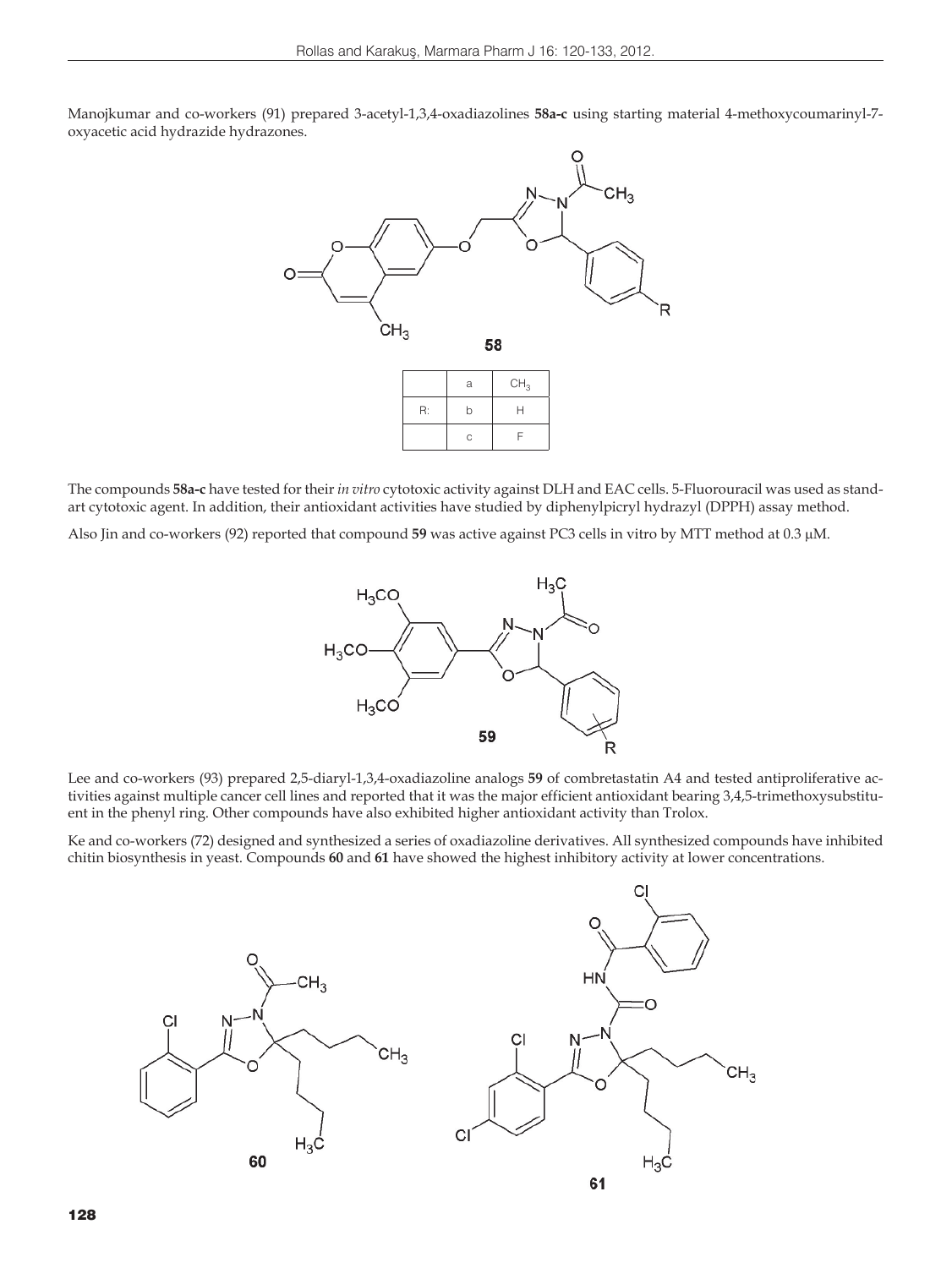Manojkumar and co-workers (91) prepared 3-acetyl-1,3,4-oxadiazolines **58a-c** using starting material 4-methoxycoumarinyl-7-oxyacetic acid hydrazide hydrazones.

**58**

| | | |
|---|---|---|
| | a | $CH_3$ |
| R: | b | H |
| | c | F |

The compounds **58a-c** have tested for their *in vitro* cytotoxic activity against DLH and EAC cells. 5-Fluorouracil was used as standart cytotoxic agent. In addition, their antioxidant activities have studied by diphenylpicryl hydrazyl (DPPH) assay method.

Also Jin and co-workers (92) reported that compound **59** was active against PC3 cells in vitro by MTT method at 0.3 µM.

**59**

Lee and co-workers (93) prepared 2,5-diaryl-1,3,4-oxadiazoline analogs **59** of combretastatin A4 and tested antiproliferative activities against multiple cancer cell lines and reported that it was the major efficient antioxidant bearing 3,4,5-trimethoxysubstituent in the phenyl ring. Other compounds have also exhibited higher antioxidant activity than Trolox.

Ke and co-workers (72) designed and synthesized a series of oxadiazoline derivatives. All synthesized compounds have inhibited chitin biosynthesis in yeast. Compounds **60** and **61** have showed the highest inhibitory activity at lower concentrations.

**60** **61**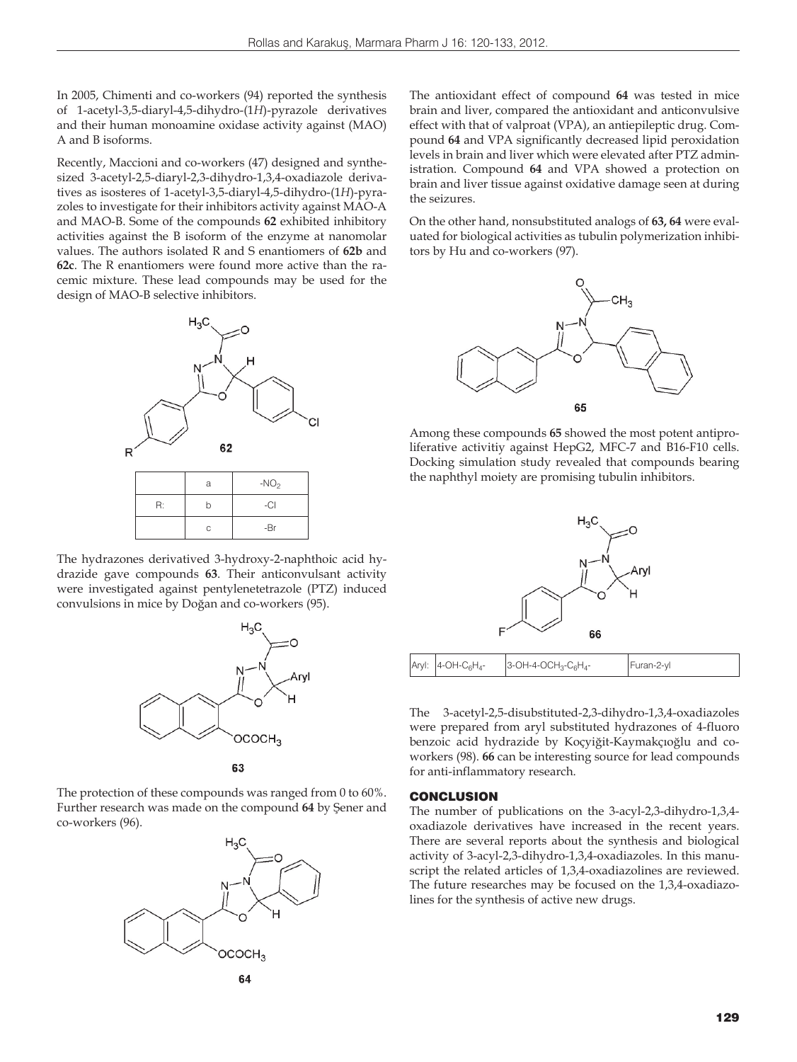In 2005, Chimenti and co-workers (94) reported the synthesis of 1-acetyl-3,5-diaryl-4,5-dihydro-(1*H*)-pyrazole derivatives and their human monoamine oxidase activity against (MAO) A and B isoforms.

Recently, Maccioni and co-workers (47) designed and synthesized 3-acetyl-2,5-diaryl-2,3-dihydro-1,3,4-oxadiazole derivatives as isosteres of 1-acetyl-3,5-diaryl-4,5-dihydro-(1*H*)-pyrazoles to investigate for their inhibitors activity against MAO-A and MAO-B. Some of the compounds **62** exhibited inhibitory activities against the B isoform of the enzyme at nanomolar values. The authors isolated R and S enantiomers of **62b** and **62c**. The R enantiomers were found more active than the racemic mixture. These lead compounds may be used for the design of MAO-B selective inhibitors.

**62**

| | a | $-NO_2$ |
|---|---|---|
| R: | b | -Cl |
| | c | -Br |

The hydrazones derivatived 3-hydroxy-2-naphthoic acid hydrazide gave compounds **63**. Their anticonvulsant activity were investigated against pentylenetetrazole (PTZ) induced convulsions in mice by Doğan and co-workers (95).

**63**

The protection of these compounds was ranged from 0 to 60%. Further research was made on the compound **64** by Şener and co-workers (96).

**64**

The antioxidant effect of compound **64** was tested in mice brain and liver, compared the antioxidant and anticonvulsive effect with that of valproat (VPA), an antiepileptic drug. Compound **64** and VPA significantly decreased lipid peroxidation levels in brain and liver which were elevated after PTZ administration. Compound **64** and VPA showed a protection on brain and liver tissue against oxidative damage seen at during the seizures.

On the other hand, nonsubstituted analogs of **63, 64** were evaluated for biological activities as tubulin polymerization inhibitors by Hu and co-workers (97).

**65**

Among these compounds **65** showed the most potent antiproliferative activitiy against HepG2, MFC-7 and B16-F10 cells. Docking simulation study revealed that compounds bearing the naphthyl moiety are promising tubulin inhibitors.

**66**

| Aryl: | $4\text{-OH-C}_6\text{H}_4$- | $3\text{-OH-4-OCH}_3\text{-C}_6\text{H}_4$- | Furan-2-yl |
|---|---|---|---|

The 3-acetyl-2,5-disubstituted-2,3-dihydro-1,3,4-oxadiazoles were prepared from aryl substituted hydrazones of 4-fluoro benzoic acid hydrazide by Koçyiğit-Kaymakçıoğlu and co-workers (98). **66** can be interesting source for lead compounds for anti-inflammatory research.

## CONCLUSION

The number of publications on the 3-acyl-2,3-dihydro-1,3,4-oxadiazole derivatives have increased in the recent years. There are several reports about the synthesis and biological activity of 3-acyl-2,3-dihydro-1,3,4-oxadiazoles. In this manuscript the related articles of 1,3,4-oxadiazolines are reviewed. The future researches may be focused on the 1,3,4-oxadiazolines for the synthesis of active new drugs.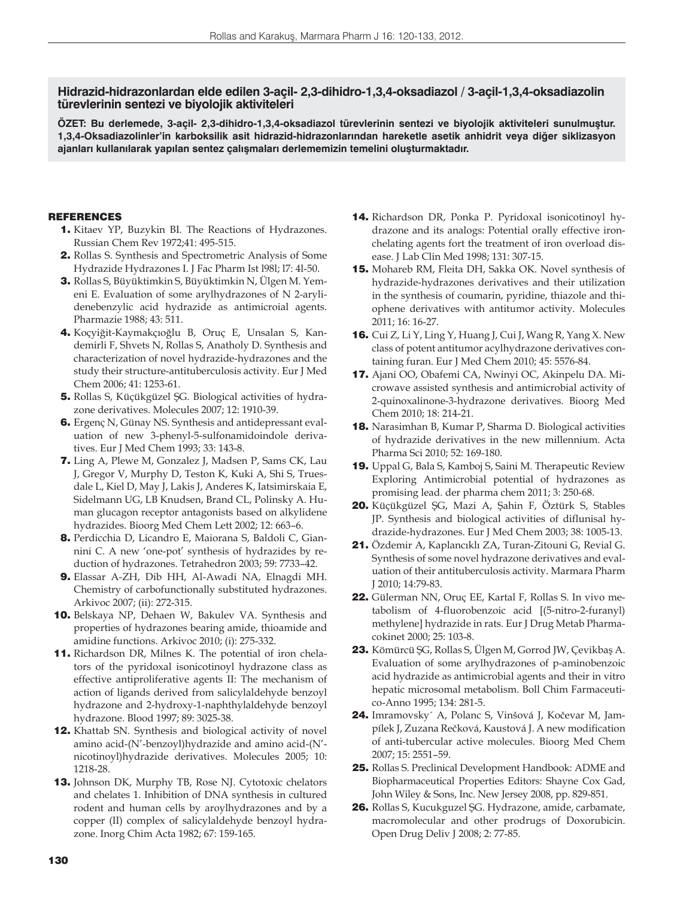## Hidrazid-hidrazonlardan elde edilen 3-açil- 2,3-dihidro-1,3,4-oksadiazol / 3-açil-1,3,4-oksadiazolin türevlerinin sentezi ve biyolojik aktiviteleri

**ÖZET: Bu derlemede, 3-açil- 2,3-dihidro-1,3,4-oksadiazol türevlerinin sentezi ve biyolojik aktiviteleri sunulmuştur. 1,3,4-Oksadiazolinler'in karboksilik asit hidrazid-hidrazonlarından hareketle asetik anhidrit veya diğer siklizasyon ajanları kullanılarak yapılan sentez çalışmaları derlememizin temelini oluşturmaktadır.**

## REFERENCES

1. Kitaev YP, Buzykin BI. The Reactions of Hydrazones. Russian Chem Rev 1972;41: 495-515.
2. Rollas S. Synthesis and Spectrometric Analysis of Some Hydrazide Hydrazones I. J Fac Pharm Ist l98l; l7: 4l-50.
3. Rollas S, Büyüktimkin S, Büyüktimkin N, Ülgen M. Yemeni E. Evaluation of some arylhydrazones of N 2-arylidenebenzylic acid hydrazide as antimicroial agents. Pharmazie 1988; 43: 511.
4. Koçyiğit-Kaymakçıoğlu B, Oruç E, Unsalan S, Kandemirli F, Shvets N, Rollas S, Anatholy D. Synthesis and characterization of novel hydrazide-hydrazones and the study their structure-antituberculosis activity. Eur J Med Chem 2006; 41: 1253-61.
5. Rollas S, Küçükgüzel ŞG. Biological activities of hydrazone derivatives. Molecules 2007; 12: 1910-39.
6. Ergenç N, Günay NS. Synthesis and antidepressant evaluation of new 3-phenyl-5-sulfonamidoindole derivatives. Eur J Med Chem 1993; 33: 143-8.
7. Ling A, Plewe M, Gonzalez J, Madsen P, Sams CK, Lau J, Gregor V, Murphy D, Teston K, Kuki A, Shi S, Truesdale L, Kiel D, May J, Lakis J, Anderes K, Iatsimirskaia E, Sidelmann UG, LB Knudsen, Brand CL, Polinsky A. Human glucagon receptor antagonists based on alkylidene hydrazides. Bioorg Med Chem Lett 2002; 12: 663–6.
8. Perdicchia D, Licandro E, Maiorana S, Baldoli C, Giannini C. A new 'one-pot' synthesis of hydrazides by reduction of hydrazones. Tetrahedron 2003; 59: 7733–42.
9. Elassar A-ZH, Dib HH, Al-Awadi NA, Elnagdi MH. Chemistry of carbofunctionally substituted hydrazones. Arkivoc 2007; (ii): 272-315.
10. Belskaya NP, Dehaen W, Bakulev VA. Synthesis and properties of hydrazones bearing amide, thioamide and amidine functions. Arkivoc 2010; (i): 275-332.
11. Richardson DR, Milnes K. The potential of iron chelators of the pyridoxal isonicotinoyl hydrazone class as effective antiproliferative agents II: The mechanism of action of ligands derived from salicylaldehyde benzoyl hydrazone and 2-hydroxy-1-naphthylaldehyde benzoyl hydrazone. Blood 1997; 89: 3025-38.
12. Khattab SN. Synthesis and biological activity of novel amino acid-(N'-benzoyl)hydrazide and amino acid-(N'-nicotinoyl)hydrazide derivatives. Molecules 2005; 10: 1218-28.
13. Johnson DK, Murphy TB, Rose NJ. Cytotoxic chelators and chelates 1. Inhibition of DNA synthesis in cultured rodent and human cells by aroylhydrazones and by a copper (II) complex of salicylaldehyde benzoyl hydrazone. Inorg Chim Acta 1982; 67: 159-165.
14. Richardson DR, Ponka P. Pyridoxal isonicotinoyl hydrazone and its analogs: Potential orally effective iron-chelating agents fort the treatment of iron overload disease. J Lab Clin Med 1998; 131: 307-15.
15. Mohareb RM, Fleita DH, Sakka OK. Novel synthesis of hydrazide-hydrazones derivatives and their utilization in the synthesis of coumarin, pyridine, thiazole and thiophene derivatives with antitumor activity. Molecules 2011; 16: 16-27.
16. Cui Z, Li Y, Ling Y, Huang J, Cui J, Wang R, Yang X. New class of potent antitumor acylhydrazone derivatives containing furan. Eur J Med Chem 2010; 45: 5576-84.
17. Ajani OO, Obafemi CA, Nwinyi OC, Akinpelu DA. Microwave assisted synthesis and antimicrobial activity of 2-quinoxalinone-3-hydrazone derivatives. Bioorg Med Chem 2010; 18: 214-21.
18. Narasimhan B, Kumar P, Sharma D. Biological activities of hydrazide derivatives in the new millennium. Acta Pharma Sci 2010; 52: 169-180.
19. Uppal G, Bala S, Kamboj S, Saini M. Therapeutic Review Exploring Antimicrobial potential of hydrazones as promising lead. der pharma chem 2011; 3: 250-68.
20. Küçükgüzel ŞG, Mazi A, Şahin F, Öztürk S, Stables JP. Synthesis and biological activities of diflunisal hydrazide-hydrazones. Eur J Med Chem 2003; 38: 1005-13.
21. Özdemir A, Kaplancıklı ZA, Turan-Zitouni G, Revial G. Synthesis of some novel hydrazone derivatives and evaluation of their antituberculosis activity. Marmara Pharm J 2010; 14:79-83.
22. Gülerman NN, Oruç EE, Kartal F, Rollas S. In vivo metabolism of 4-fluorobenzoic acid [(5-nitro-2-furanyl) methylene] hydrazide in rats. Eur J Drug Metab Pharmacokinet 2000; 25: 103-8.
23. Kömürcü ŞG, Rollas S, Ülgen M, Gorrod JW, Çevikbaş A. Evaluation of some arylhydrazones of p-aminobenzoic acid hydrazide as antimicrobial agents and their in vitro hepatic microsomal metabolism. Boll Chim Farmaceutico-Anno 1995; 134: 281-5.
24. Imramovsky´ A, Polanc S, Vinšová J, Kočevar M, Jampílek J, Zuzana Rečková, Kaustová J. A new modification of anti-tubercular active molecules. Bioorg Med Chem 2007; 15: 2551–59.
25. Rollas S. Preclinical Development Handbook: ADME and Biopharmaceutical Properties Editors: Shayne Cox Gad, John Wiley & Sons, Inc. New Jersey 2008, pp. 829-851.
26. Rollas S, Kucukguzel ŞG. Hydrazone, amide, carbamate, macromolecular and other prodrugs of Doxorubicin. Open Drug Deliv J 2008; 2: 77-85.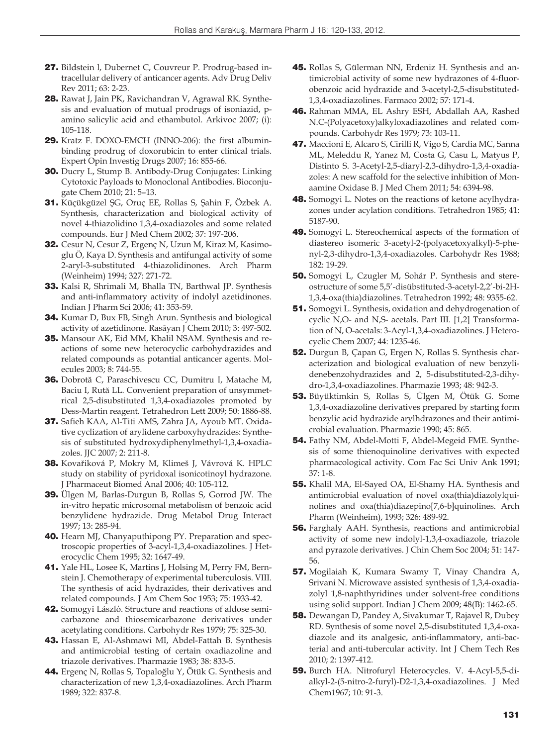27. Bildstein l, Dubernet C, Couvreur P. Prodrug-based intracellular delivery of anticancer agents. Adv Drug Deliv Rev 2011; 63: 2-23.
28. Rawat J, Jain PK, Ravichandran V, Agrawal RK. Synthesis and evaluation of mutual prodrugs of isoniazid, p-amino salicylic acid and ethambutol. Arkivoc 2007; (i): 105-118.
29. Kratz F. DOXO-EMCH (INNO-206): the first albumin-binding prodrug of doxorubicin to enter clinical trials. Expert Opin Investig Drugs 2007; 16: 855-66.
30. Ducry L, Stump B. Antibody-Drug Conjugates: Linking Cytotoxic Payloads to Monoclonal Antibodies. Bioconjugate Chem 2010; 21: 5–13.
31. Küçükgüzel ŞG, Oruç EE, Rollas S, Şahin F, Özbek A. Synthesis, characterization and biological activity of novel 4-thiazolidino 1,3,4-oxadiazoles and some related compounds. Eur J Med Chem 2002; 37: 197-206.
32. Cesur N, Cesur Z, Ergenç N, Uzun M, Kiraz M, Kasimoglu Ö, Kaya D. Synthesis and antifungal activity of some 2-aryl-3-substituted 4-thiazolidinones. Arch Pharm (Weinheim) 1994; 327: 271-72.
33. Kalsi R, Shrimali M, Bhalla TN, Barthwal JP. Synthesis and anti-inflammatory activity of indolyl azetidinones. Indian J Pharm Sci 2006; 41: 353-59.
34. Kumar D, Bux FB, Singh Arun. Synthesis and biological activity of azetidinone. Rasāyan J Chem 2010; 3: 497-502.
35. Mansour AK, Eid MM, Khalil NSAM. Synthesis and reactions of some new heterocyclic carbohydrazides and related compounds as potential anticancer agents. Molecules 2003; 8: 744-55.
36. Dobrotă C, Paraschivescu CC, Dumitru I, Matache M, Baciu I, Rută LL. Convenient preparation of unsymmetrical 2,5-disubstituted 1,3,4-oxadiazoles promoted by Dess-Martin reagent. Tetrahedron Lett 2009; 50: 1886-88.
37. Safieh KAA, Al-Titi AMS, Zahra JA, Ayoub MT. Oxidative cyclization of arylidene carboxyhydrazides: Synthesis of substituted hydroxydiphenylmethyl-1,3,4-oxadiazoles. JJC 2007; 2: 211-8.
38. Kovaříková P, Mokry M, Klimeš J, Vávrová K. HPLC study on stability of pyridoxal isonicotinoyl hydrazone. J Pharmaceut Biomed Anal 2006; 40: 105-112.
39. Ülgen M, Barlas-Durgun B, Rollas S, Gorrod JW. The in-vitro hepatic microsomal metabolism of benzoic acid benzylidene hydrazide. Drug Metabol Drug Interact 1997; 13: 285-94.
40. Hearn MJ, Chanyaputhipong PY. Preparation and spectroscopic properties of 3-acyl-1,3,4-oxadiazolines. J Heterocyclic Chem 1995; 32: 1647-49.
41. Yale HL, Losee K, Martins J, Holsing M, Perry FM, Bernstein J. Chemotherapy of experimental tuberculosis. VIII. The synthesis of acid hydrazides, their derivatives and related compounds. J Am Chem Soc 1953; 75: 1933-42.
42. Somogyi László. Structure and reactions of aldose semicarbazone and thiosemicarbazone derivatives under acetylating conditions. Carbohydr Res 1979; 75: 325-30.
43. Hassan E, Al-Ashmawi MI, Abdel-Fattah B. Synthesis and antimicrobial testing of certain oxadiazoline and triazole derivatives. Pharmazie 1983; 38: 833-5.
44. Ergenç N, Rollas S, Topaloğlu Y, Ötük G. Synthesis and characterization of new 1,3,4-oxadiazolines. Arch Pharm 1989; 322: 837-8.
45. Rollas S, Gülerman NN, Erdeniz H. Synthesis and antimicrobial activity of some new hydrazones of 4-fluorobenzoic acid hydrazide and 3-acetyl-2,5-disubstituted-1,3,4-oxadiazolines. Farmaco 2002; 57: 171-4.
46. Rahman MMA, EL Ashry ESH, Abdallah AA, Rashed N.C-(Polyacetoxy)alkyloxadiazolines and related compounds. Carbohydr Res 1979; 73: 103-11.
47. Maccioni E, Alcaro S, Cirilli R, Vigo S, Cardia MC, Sanna ML, Meleddu R, Yanez M, Costa G, Casu L, Matyus P, Distinto S. 3-Acetyl-2,5-diaryl-2,3-dihydro-1,3,4-oxadiazoles: A new scaffold for the selective inhibition of Monaamine Oxidase B. J Med Chem 2011; 54: 6394-98.
48. Somogyi L. Notes on the reactions of ketone acylhydrazones under acylation conditions. Tetrahedron 1985; 41: 5187-90.
49. Somogyi L. Stereochemical aspects of the formation of diastereo isomeric 3-acetyl-2-(polyacetoxyalkyl)-5-phenyl-2,3-dihydro-1,3,4-oxadiazoles. Carbohydr Res 1988; 182: 19-29.
50. Somogyi L, Czugler M, Sohár P. Synthesis and stereostructure of some 5,5′-disübstituted-3-acetyl-2,2′-bi-2H-1,3,4-oxa(thia)diazolines. Tetrahedron 1992; 48: 9355-62.
51. Somogyi L. Synthesis, oxidation and dehydrogenation of cyclic N,O- and N,S- acetals. Part III. [1,2] Transformation of N, O-acetals: 3-Acyl-1,3,4-oxadiazolines. J Heterocyclic Chem 2007; 44: 1235-46.
52. Durgun B, Çapan G, Ergen N, Rollas S. Synthesis characterization and biological evaluation of new benzylidenebenzohydrazides and 2, 5-disubstituted-2,3-dihydro-1,3,4-oxadiazolines. Pharmazie 1993; 48: 942-3.
53. Büyüktimkin S, Rollas S, Ülgen M, Ötük G. Some 1,3,4-oxadiazoline derivatives prepared by starting form benzylic acid hydrazide arylhdrazones and their antimicrobial evaluation. Pharmazie 1990; 45: 865.
54. Fathy NM, Abdel-Motti F, Abdel-Megeid FME. Synthesis of some thienoquinoline derivatives with expected pharmacological activity. Com Fac Sci Univ Ank 1991; 37: 1-8.
55. Khalil MA, El-Sayed OA, El-Shamy HA. Synthesis and antimicrobial evaluation of novel oxa(thia)diazolylquinolines and oxa(thia)diazepino[7,6-b]quinolines. Arch Pharm (Weinheim), 1993; 326: 489-92.
56. Farghaly AAH. Synthesis, reactions and antimicrobial activity of some new indolyl-1,3,4-oxadiazole, triazole and pyrazole derivatives. J Chin Chem Soc 2004; 51: 147-56.
57. Mogilaiah K, Kumara Swamy T, Vinay Chandra A, Srivani N. Microwave assisted synthesis of 1,3,4-oxadiazolyl 1,8-naphthyridines under solvent-free conditions using solid support. Indian J Chem 2009; 48(B): 1462-65.
58. Dewangan D, Pandey A, Sivakumar T, Rajavel R, Dubey RD. Synthesis of some novel 2,5-disubstituted 1,3,4-oxadiazole and its analgesic, anti-inflammatory, anti-bacterial and anti-tubercular activity. Int J Chem Tech Res 2010; 2: 1397-412.
59. Burch HA. Nitrofuryl Heterocycles. V. 4-Acyl-5,5-dialkyl-2-(5-nitro-2-furyl)-D2-1,3,4-oxadiazolines. J Med Chem1967; 10: 91-3.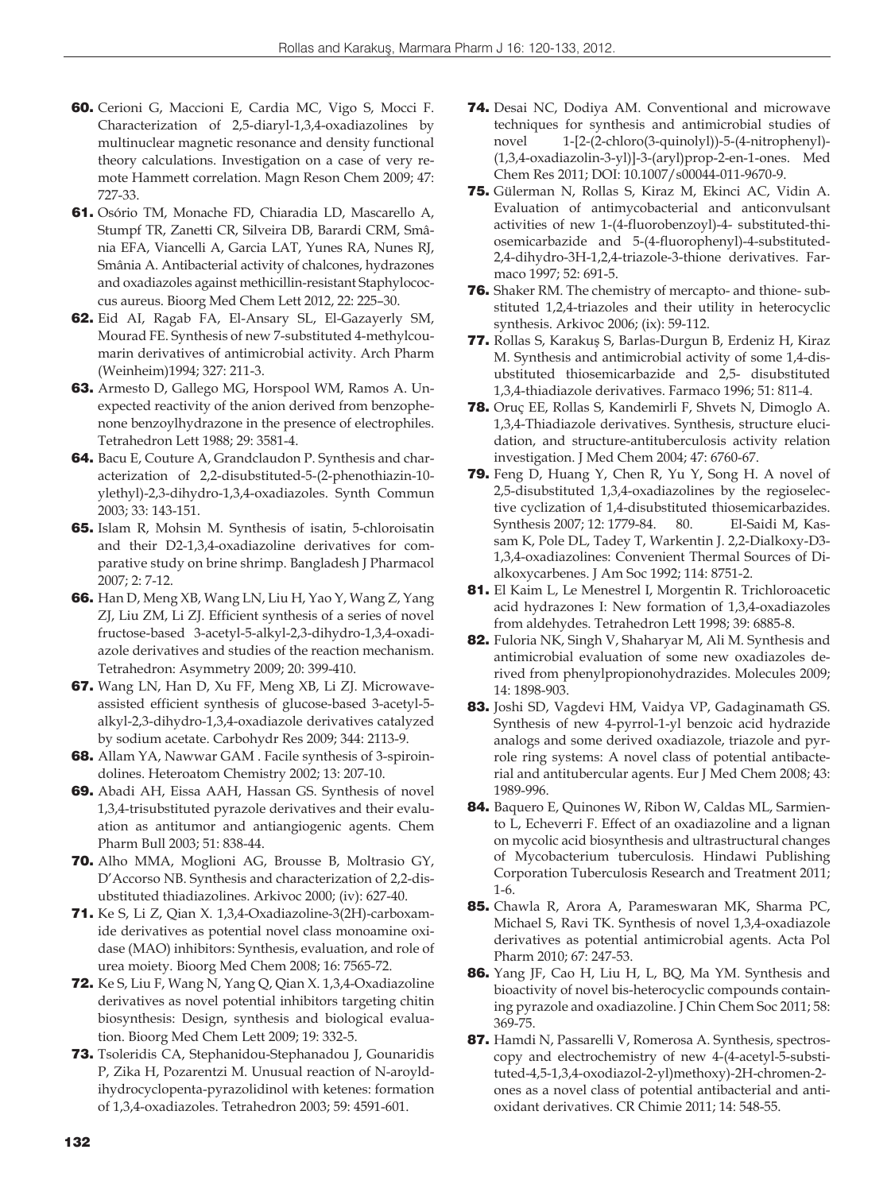60. Cerioni G, Maccioni E, Cardia MC, Vigo S, Mocci F. Characterization of 2,5-diaryl-1,3,4-oxadiazolines by multinuclear magnetic resonance and density functional theory calculations. Investigation on a case of very remote Hammett correlation. Magn Reson Chem 2009; 47: 727-33.

61. Osório TM, Monache FD, Chiaradia LD, Mascarello A, Stumpf TR, Zanetti CR, Silveira DB, Barardi CRM, Smânia EFA, Viancelli A, Garcia LAT, Yunes RA, Nunes RJ, Smânia A. Antibacterial activity of chalcones, hydrazones and oxadiazoles against methicillin-resistant Staphylococcus aureus. Bioorg Med Chem Lett 2012, 22: 225–30.

62. Eid AI, Ragab FA, El-Ansary SL, El-Gazayerly SM, Mourad FE. Synthesis of new 7-substituted 4-methylcoumarin derivatives of antimicrobial activity. Arch Pharm (Weinheim)1994; 327: 211-3.

63. Armesto D, Gallego MG, Horspool WM, Ramos A. Unexpected reactivity of the anion derived from benzophenone benzoylhydrazone in the presence of electrophiles. Tetrahedron Lett 1988; 29: 3581-4.

64. Bacu E, Couture A, Grandclaudon P. Synthesis and characterization of 2,2-disubstituted-5-(2-phenothiazin-10-ylethyl)-2,3-dihydro-1,3,4-oxadiazoles. Synth Commun 2003; 33: 143-151.

65. Islam R, Mohsin M. Synthesis of isatin, 5-chloroisatin and their D2-1,3,4-oxadiazoline derivatives for comparative study on brine shrimp. Bangladesh J Pharmacol 2007; 2: 7-12.

66. Han D, Meng XB, Wang LN, Liu H, Yao Y, Wang Z, Yang ZJ, Liu ZM, Li ZJ. Efficient synthesis of a series of novel fructose-based 3-acetyl-5-alkyl-2,3-dihydro-1,3,4-oxadiazole derivatives and studies of the reaction mechanism. Tetrahedron: Asymmetry 2009; 20: 399-410.

67. Wang LN, Han D, Xu FF, Meng XB, Li ZJ. Microwave-assisted efficient synthesis of glucose-based 3-acetyl-5-alkyl-2,3-dihydro-1,3,4-oxadiazole derivatives catalyzed by sodium acetate. Carbohydr Res 2009; 344: 2113-9.

68. Allam YA, Nawwar GAM . Facile synthesis of 3-spiroindolines. Heteroatom Chemistry 2002; 13: 207-10.

69. Abadi AH, Eissa AAH, Hassan GS. Synthesis of novel 1,3,4-trisubstituted pyrazole derivatives and their evaluation as antitumor and antiangiogenic agents. Chem Pharm Bull 2003; 51: 838-44.

70. Alho MMA, Moglioni AG, Brousse B, Moltrasio GY, D'Accorso NB. Synthesis and characterization of 2,2-disubstituted thiadiazolines. Arkivoc 2000; (iv): 627-40.

71. Ke S, Li Z, Qian X. 1,3,4-Oxadiazoline-3(2H)-carboxamide derivatives as potential novel class monoamine oxidase (MAO) inhibitors: Synthesis, evaluation, and role of urea moiety. Bioorg Med Chem 2008; 16: 7565-72.

72. Ke S, Liu F, Wang N, Yang Q, Qian X. 1,3,4-Oxadiazoline derivatives as novel potential inhibitors targeting chitin biosynthesis: Design, synthesis and biological evaluation. Bioorg Med Chem Lett 2009; 19: 332-5.

73. Tsoleridis CA, Stephanidou-Stephanadou J, Gounaridis P, Zika H, Pozarentzi M. Unusual reaction of N-aroyldihydrocyclopenta-pyrazolidinol with ketenes: formation of 1,3,4-oxadiazoles. Tetrahedron 2003; 59: 4591-601.

74. Desai NC, Dodiya AM. Conventional and microwave techniques for synthesis and antimicrobial studies of novel 1-[2-(2-chloro(3-quinolyl))-5-(4-nitrophenyl)-(1,3,4-oxadiazolin-3-yl)]-3-(aryl)prop-2-en-1-ones. Med Chem Res 2011; DOI: 10.1007/s00044-011-9670-9.

75. Gülerman N, Rollas S, Kiraz M, Ekinci AC, Vidin A. Evaluation of antimycobacterial and anticonvulsant activities of new 1-(4-fluorobenzoyl)-4- substituted-thiosemicarbazide and 5-(4-fluorophenyl)-4-substituted-2,4-dihydro-3H-1,2,4-triazole-3-thione derivatives. Farmaco 1997; 52: 691-5.

76. Shaker RM. The chemistry of mercapto- and thione- substituted 1,2,4-triazoles and their utility in heterocyclic synthesis. Arkivoc 2006; (ix): 59-112.

77. Rollas S, Karakuş S, Barlas-Durgun B, Erdeniz H, Kiraz M. Synthesis and antimicrobial activity of some 1,4-disubstituted thiosemicarbazide and 2,5- disubstituted 1,3,4-thiadiazole derivatives. Farmaco 1996; 51: 811-4.

78. Oruç EE, Rollas S, Kandemirli F, Shvets N, Dimoglo A. 1,3,4-Thiadiazole derivatives. Synthesis, structure elucidation, and structure-antituberculosis activity relation investigation. J Med Chem 2004; 47: 6760-67.

79. Feng D, Huang Y, Chen R, Yu Y, Song H. A novel of 2,5-disubstituted 1,3,4-oxadiazolines by the regioselective cyclization of 1,4-disubstituted thiosemicarbazides. Synthesis 2007; 12: 1779-84. 80. El-Saidi M, Kassam K, Pole DL, Tadey T, Warkentin J. 2,2-Dialkoxy-D3-1,3,4-oxadiazolines: Convenient Thermal Sources of Dialkoxycarbenes. J Am Soc 1992; 114: 8751-2.

81. El Kaim L, Le Menestrel I, Morgentin R. Trichloroacetic acid hydrazones I: New formation of 1,3,4-oxadiazoles from aldehydes. Tetrahedron Lett 1998; 39: 6885-8.

82. Fuloria NK, Singh V, Shaharyar M, Ali M. Synthesis and antimicrobial evaluation of some new oxadiazoles derived from phenylpropionohydrazides. Molecules 2009; 14: 1898-903.

83. Joshi SD, Vagdevi HM, Vaidya VP, Gadaginamath GS. Synthesis of new 4-pyrrol-1-yl benzoic acid hydrazide analogs and some derived oxadiazole, triazole and pyrrole ring systems: A novel class of potential antibacterial and antitubercular agents. Eur J Med Chem 2008; 43: 1989-996.

84. Baquero E, Quinones W, Ribon W, Caldas ML, Sarmiento L, Echeverri F. Effect of an oxadiazoline and a lignan on mycolic acid biosynthesis and ultrastructural changes of Mycobacterium tuberculosis. Hindawi Publishing Corporation Tuberculosis Research and Treatment 2011; 1-6.

85. Chawla R, Arora A, Parameswaran MK, Sharma PC, Michael S, Ravi TK. Synthesis of novel 1,3,4-oxadiazole derivatives as potential antimicrobial agents. Acta Pol Pharm 2010; 67: 247-53.

86. Yang JF, Cao H, Liu H, L, BQ, Ma YM. Synthesis and bioactivity of novel bis-heterocyclic compounds containing pyrazole and oxadiazoline. J Chin Chem Soc 2011; 58: 369-75.

87. Hamdi N, Passarelli V, Romerosa A. Synthesis, spectroscopy and electrochemistry of new 4-(4-acetyl-5-substituted-4,5-1,3,4-oxodiazol-2-yl)methoxy)-2H-chromen-2-ones as a novel class of potential antibacterial and antioxidant derivatives. CR Chimie 2011; 14: 548-55.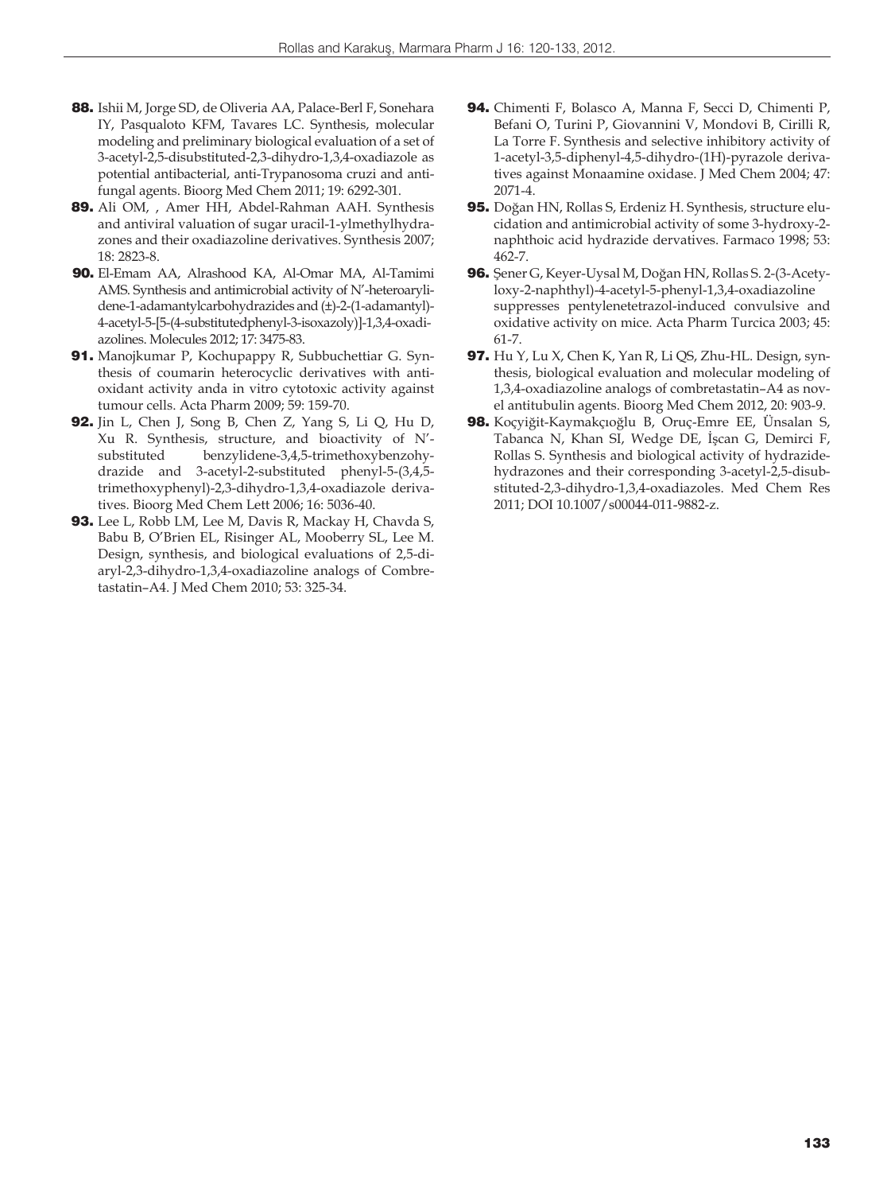88. Ishii M, Jorge SD, de Oliveria AA, Palace-Berl F, Sonehara IY, Pasqualoto KFM, Tavares LC. Synthesis, molecular modeling and preliminary biological evaluation of a set of 3-acetyl-2,5-disubstituted-2,3-dihydro-1,3,4-oxadiazole as potential antibacterial, anti-Trypanosoma cruzi and antifungal agents. Bioorg Med Chem 2011; 19: 6292-301.

89. Ali OM, , Amer HH, Abdel-Rahman AAH. Synthesis and antiviral valuation of sugar uracil-1-ylmethylhydrazones and their oxadiazoline derivatives. Synthesis 2007; 18: 2823-8.

90. El-Emam AA, Alrashood KA, Al-Omar MA, Al-Tamimi AMS. Synthesis and antimicrobial activity of N′-heteroarylidene-1-adamantylcarbohydrazides and (±)-2-(1-adamantyl)-4-acetyl-5-[5-(4-substitutedphenyl-3-isoxazoly)]-1,3,4-oxadiazolines. Molecules 2012; 17: 3475-83.

91. Manojkumar P, Kochupappy R, Subbuchettiar G. Synthesis of coumarin heterocyclic derivatives with antioxidant activity anda in vitro cytotoxic activity against tumour cells. Acta Pharm 2009; 59: 159-70.

92. Jin L, Chen J, Song B, Chen Z, Yang S, Li Q, Hu D, Xu R. Synthesis, structure, and bioactivity of N′-substituted benzylidene-3,4,5-trimethoxybenzohydrazide and 3-acetyl-2-substituted phenyl-5-(3,4,5-trimethoxyphenyl)-2,3-dihydro-1,3,4-oxadiazole derivatives. Bioorg Med Chem Lett 2006; 16: 5036-40.

93. Lee L, Robb LM, Lee M, Davis R, Mackay H, Chavda S, Babu B, O'Brien EL, Risinger AL, Mooberry SL, Lee M. Design, synthesis, and biological evaluations of 2,5-diaryl-2,3-dihydro-1,3,4-oxadiazoline analogs of Combretastatin–A4. J Med Chem 2010; 53: 325-34.

94. Chimenti F, Bolasco A, Manna F, Secci D, Chimenti P, Befani O, Turini P, Giovannini V, Mondovi B, Cirilli R, La Torre F. Synthesis and selective inhibitory activity of 1-acetyl-3,5-diphenyl-4,5-dihydro-(1H)-pyrazole derivatives against Monaamine oxidase. J Med Chem 2004; 47: 2071-4.

95. Doğan HN, Rollas S, Erdeniz H. Synthesis, structure elucidation and antimicrobial activity of some 3-hydroxy-2-naphthoic acid hydrazide dervatives. Farmaco 1998; 53: 462-7.

96. Şener G, Keyer-Uysal M, Doğan HN, Rollas S. 2-(3-Acetyloxy-2-naphthyl)-4-acetyl-5-phenyl-1,3,4-oxadiazoline suppresses pentylenetetrazol-induced convulsive and oxidative activity on mice. Acta Pharm Turcica 2003; 45: 61-7.

97. Hu Y, Lu X, Chen K, Yan R, Li QS, Zhu-HL. Design, synthesis, biological evaluation and molecular modeling of 1,3,4-oxadiazoline analogs of combretastatin–A4 as novel antitubulin agents. Bioorg Med Chem 2012, 20: 903-9.

98. Koçyiğit-Kaymakçıoğlu B, Oruç-Emre EE, Ünsalan S, Tabanca N, Khan SI, Wedge DE, İşcan G, Demirci F, Rollas S. Synthesis and biological activity of hydrazide-hydrazones and their corresponding 3-acetyl-2,5-disubstituted-2,3-dihydro-1,3,4-oxadiazoles. Med Chem Res 2011; DOI 10.1007/s00044-011-9882-z.